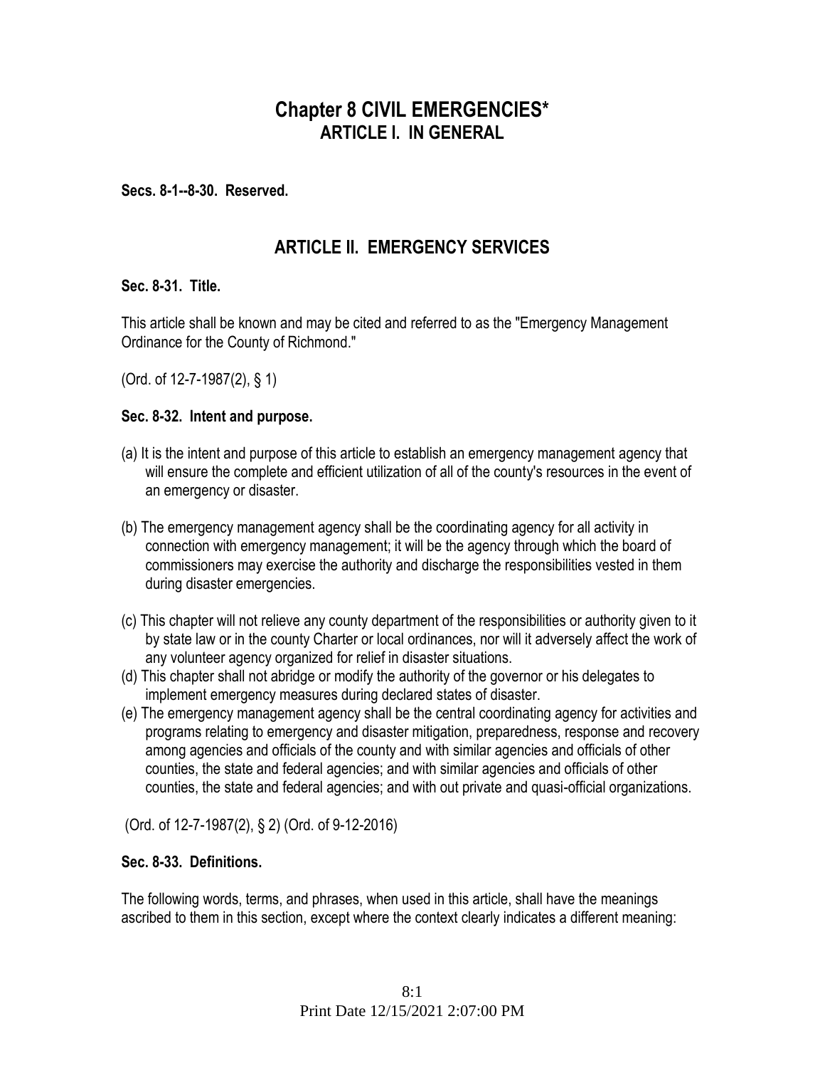# Chapter 8 CIVIL EMERGENCIES*

## ARTICLE I. IN GENERAL

**Secs. 8-1--8-30. Reserved.**

## ARTICLE II. EMERGENCY SERVICES

**Sec. 8-31. Title.**

This article shall be known and may be cited and referred to as the "Emergency Management Ordinance for the County of Richmond."

(Ord. of 12-7-1987(2), § 1)

**Sec. 8-32. Intent and purpose.**

(a) It is the intent and purpose of this article to establish an emergency management agency that will ensure the complete and efficient utilization of all of the county's resources in the event of an emergency or disaster.

(b) The emergency management agency shall be the coordinating agency for all activity in connection with emergency management; it will be the agency through which the board of commissioners may exercise the authority and discharge the responsibilities vested in them during disaster emergencies.

(c) This chapter will not relieve any county department of the responsibilities or authority given to it by state law or in the county Charter or local ordinances, nor will it adversely affect the work of any volunteer agency organized for relief in disaster situations.

(d) This chapter shall not abridge or modify the authority of the governor or his delegates to implement emergency measures during declared states of disaster.

(e) The emergency management agency shall be the central coordinating agency for activities and programs relating to emergency and disaster mitigation, preparedness, response and recovery among agencies and officials of the county and with similar agencies and officials of other counties, the state and federal agencies; and with similar agencies and officials of other counties, the state and federal agencies; and with out private and quasi-official organizations.

(Ord. of 12-7-1987(2), § 2) (Ord. of 9-12-2016)

**Sec. 8-33. Definitions.**

The following words, terms, and phrases, when used in this article, shall have the meanings ascribed to them in this section, except where the context clearly indicates a different meaning: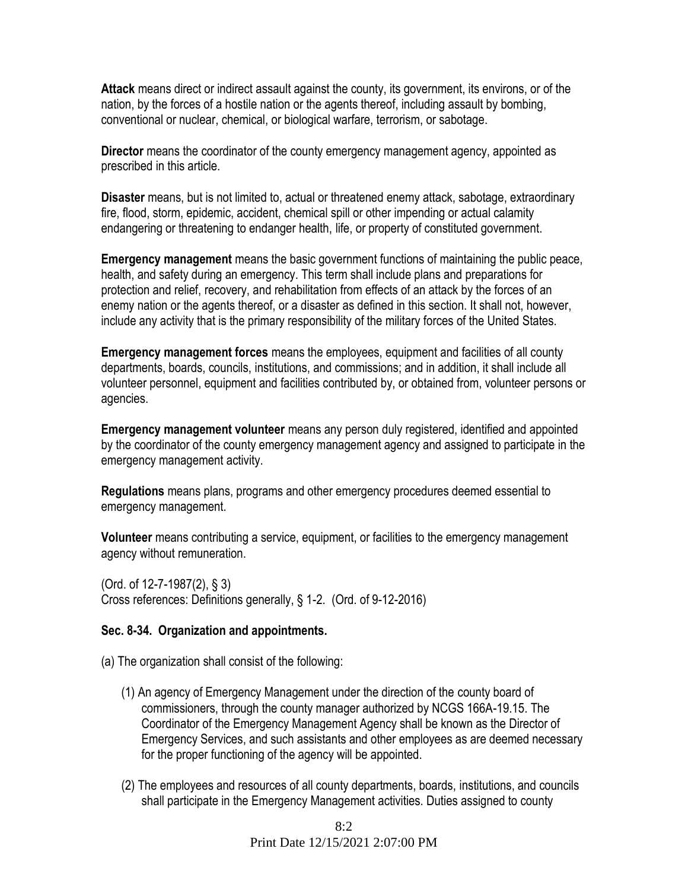**Attack** means direct or indirect assault against the county, its government, its environs, or of the nation, by the forces of a hostile nation or the agents thereof, including assault by bombing, conventional or nuclear, chemical, or biological warfare, terrorism, or sabotage.

**Director** means the coordinator of the county emergency management agency, appointed as prescribed in this article.

**Disaster** means, but is not limited to, actual or threatened enemy attack, sabotage, extraordinary fire, flood, storm, epidemic, accident, chemical spill or other impending or actual calamity endangering or threatening to endanger health, life, or property of constituted government.

**Emergency management** means the basic government functions of maintaining the public peace, health, and safety during an emergency. This term shall include plans and preparations for protection and relief, recovery, and rehabilitation from effects of an attack by the forces of an enemy nation or the agents thereof, or a disaster as defined in this section. It shall not, however, include any activity that is the primary responsibility of the military forces of the United States.

**Emergency management forces** means the employees, equipment and facilities of all county departments, boards, councils, institutions, and commissions; and in addition, it shall include all volunteer personnel, equipment and facilities contributed by, or obtained from, volunteer persons or agencies.

**Emergency management volunteer** means any person duly registered, identified and appointed by the coordinator of the county emergency management agency and assigned to participate in the emergency management activity.

**Regulations** means plans, programs and other emergency procedures deemed essential to emergency management.

**Volunteer** means contributing a service, equipment, or facilities to the emergency management agency without remuneration.

(Ord. of 12-7-1987(2), § 3)
Cross references: Definitions generally, § 1-2. (Ord. of 9-12-2016)

**Sec. 8-34. Organization and appointments.**

(a) The organization shall consist of the following:

(1) An agency of Emergency Management under the direction of the county board of commissioners, through the county manager authorized by NCGS 166A-19.15. The Coordinator of the Emergency Management Agency shall be known as the Director of Emergency Services, and such assistants and other employees as are deemed necessary for the proper functioning of the agency will be appointed.

(2) The employees and resources of all county departments, boards, institutions, and councils shall participate in the Emergency Management activities. Duties assigned to county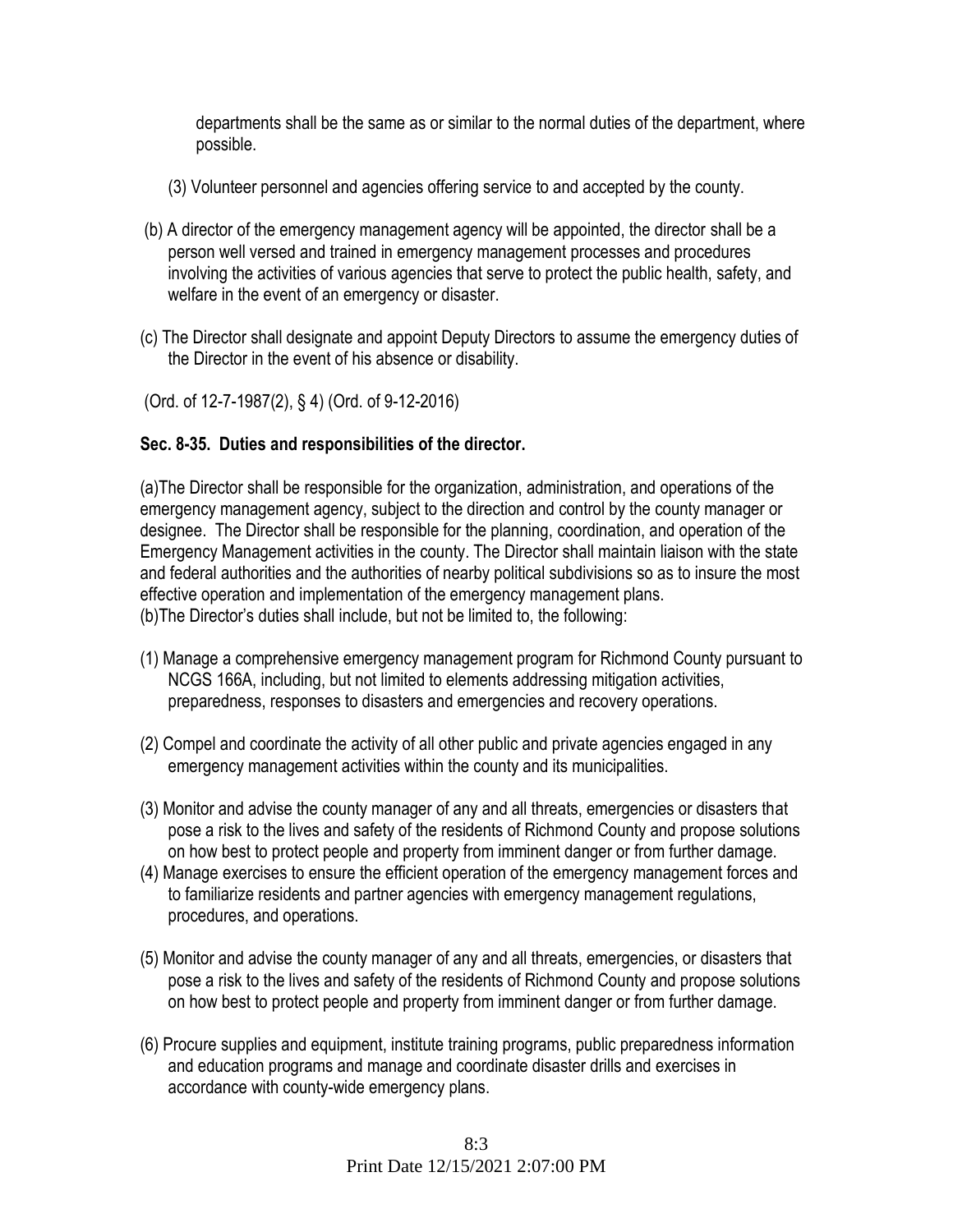departments shall be the same as or similar to the normal duties of the department, where possible.

(3) Volunteer personnel and agencies offering service to and accepted by the county.

(b) A director of the emergency management agency will be appointed, the director shall be a person well versed and trained in emergency management processes and procedures involving the activities of various agencies that serve to protect the public health, safety, and welfare in the event of an emergency or disaster.

(c) The Director shall designate and appoint Deputy Directors to assume the emergency duties of the Director in the event of his absence or disability.

(Ord. of 12-7-1987(2), § 4) (Ord. of 9-12-2016)

**Sec. 8-35. Duties and responsibilities of the director.**

(a)The Director shall be responsible for the organization, administration, and operations of the emergency management agency, subject to the direction and control by the county manager or designee. The Director shall be responsible for the planning, coordination, and operation of the Emergency Management activities in the county. The Director shall maintain liaison with the state and federal authorities and the authorities of nearby political subdivisions so as to insure the most effective operation and implementation of the emergency management plans.
(b)The Director's duties shall include, but not be limited to, the following:

(1) Manage a comprehensive emergency management program for Richmond County pursuant to NCGS 166A, including, but not limited to elements addressing mitigation activities, preparedness, responses to disasters and emergencies and recovery operations.

(2) Compel and coordinate the activity of all other public and private agencies engaged in any emergency management activities within the county and its municipalities.

(3) Monitor and advise the county manager of any and all threats, emergencies or disasters that pose a risk to the lives and safety of the residents of Richmond County and propose solutions on how best to protect people and property from imminent danger or from further damage.

(4) Manage exercises to ensure the efficient operation of the emergency management forces and to familiarize residents and partner agencies with emergency management regulations, procedures, and operations.

(5) Monitor and advise the county manager of any and all threats, emergencies, or disasters that pose a risk to the lives and safety of the residents of Richmond County and propose solutions on how best to protect people and property from imminent danger or from further damage.

(6) Procure supplies and equipment, institute training programs, public preparedness information and education programs and manage and coordinate disaster drills and exercises in accordance with county-wide emergency plans.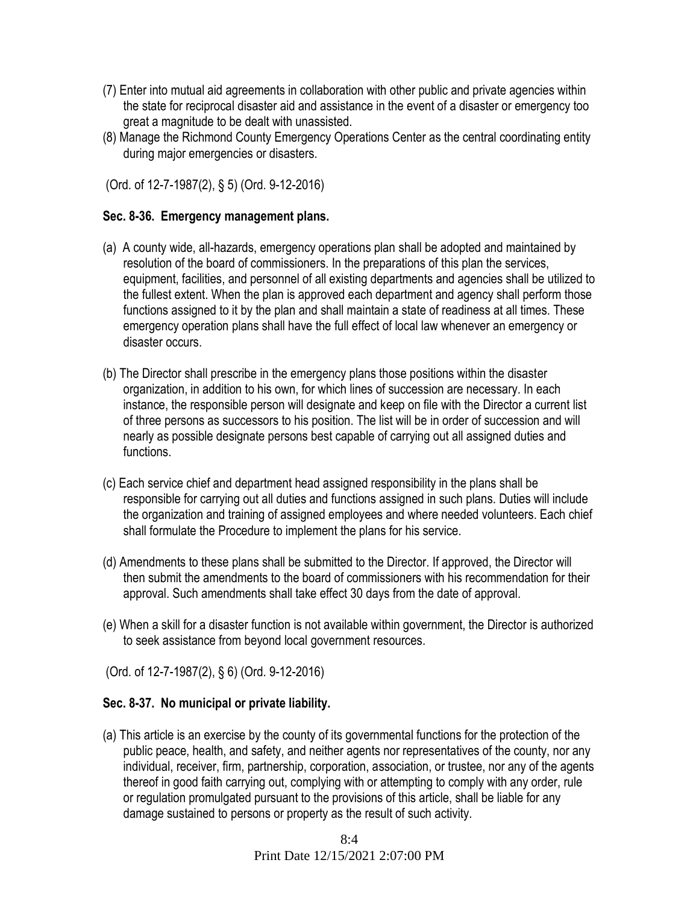(7) Enter into mutual aid agreements in collaboration with other public and private agencies within the state for reciprocal disaster aid and assistance in the event of a disaster or emergency too great a magnitude to be dealt with unassisted.

(8) Manage the Richmond County Emergency Operations Center as the central coordinating entity during major emergencies or disasters.

(Ord. of 12-7-1987(2), § 5) (Ord. 9-12-2016)

**Sec. 8-36. Emergency management plans.**

(a) A county wide, all-hazards, emergency operations plan shall be adopted and maintained by resolution of the board of commissioners. In the preparations of this plan the services, equipment, facilities, and personnel of all existing departments and agencies shall be utilized to the fullest extent. When the plan is approved each department and agency shall perform those functions assigned to it by the plan and shall maintain a state of readiness at all times. These emergency operation plans shall have the full effect of local law whenever an emergency or disaster occurs.

(b) The Director shall prescribe in the emergency plans those positions within the disaster organization, in addition to his own, for which lines of succession are necessary. In each instance, the responsible person will designate and keep on file with the Director a current list of three persons as successors to his position. The list will be in order of succession and will nearly as possible designate persons best capable of carrying out all assigned duties and functions.

(c) Each service chief and department head assigned responsibility in the plans shall be responsible for carrying out all duties and functions assigned in such plans. Duties will include the organization and training of assigned employees and where needed volunteers. Each chief shall formulate the Procedure to implement the plans for his service.

(d) Amendments to these plans shall be submitted to the Director. If approved, the Director will then submit the amendments to the board of commissioners with his recommendation for their approval. Such amendments shall take effect 30 days from the date of approval.

(e) When a skill for a disaster function is not available within government, the Director is authorized to seek assistance from beyond local government resources.

(Ord. of 12-7-1987(2), § 6) (Ord. 9-12-2016)

**Sec. 8-37. No municipal or private liability.**

(a) This article is an exercise by the county of its governmental functions for the protection of the public peace, health, and safety, and neither agents nor representatives of the county, nor any individual, receiver, firm, partnership, corporation, association, or trustee, nor any of the agents thereof in good faith carrying out, complying with or attempting to comply with any order, rule or regulation promulgated pursuant to the provisions of this article, shall be liable for any damage sustained to persons or property as the result of such activity.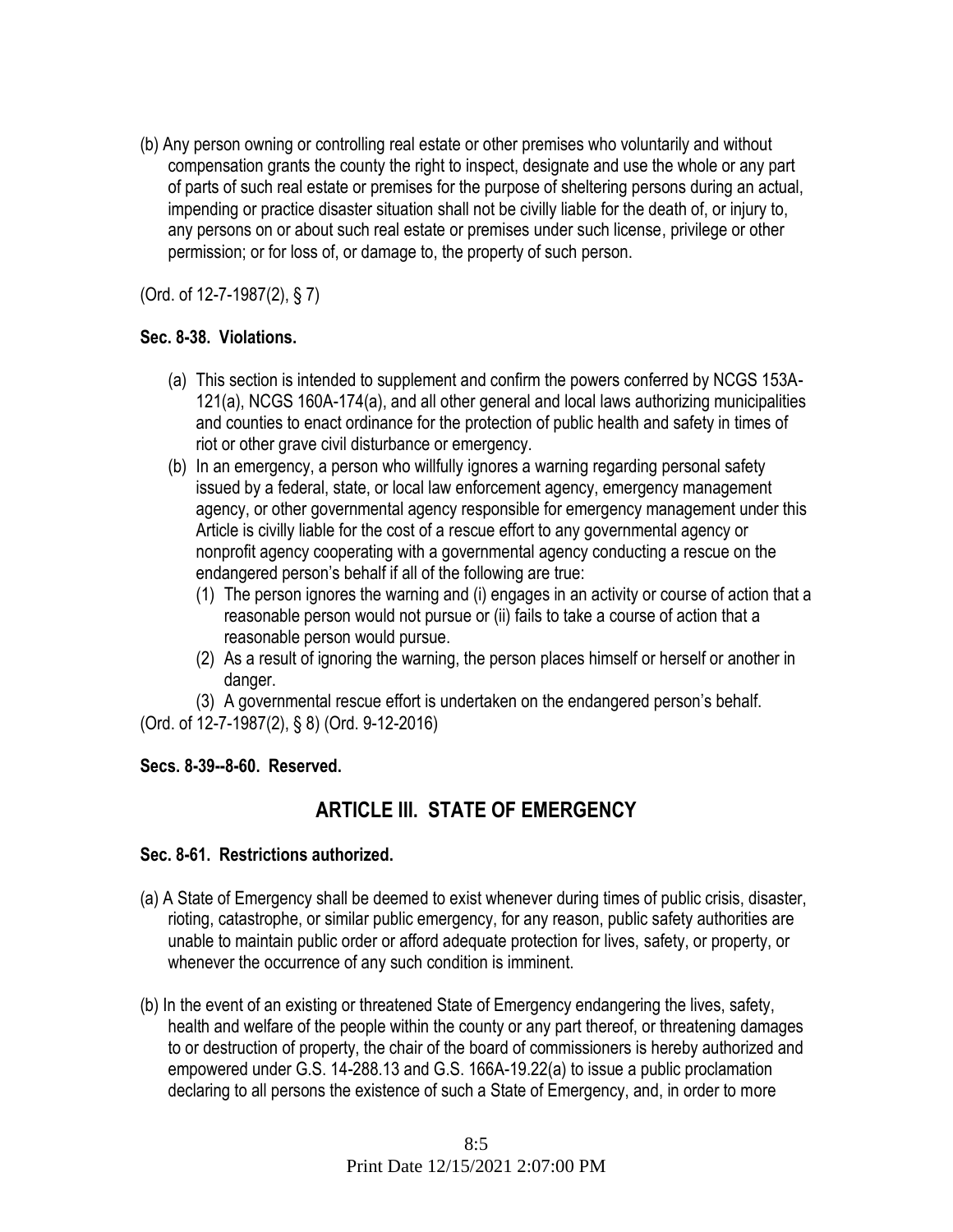(b) Any person owning or controlling real estate or other premises who voluntarily and without compensation grants the county the right to inspect, designate and use the whole or any part of parts of such real estate or premises for the purpose of sheltering persons during an actual, impending or practice disaster situation shall not be civilly liable for the death of, or injury to, any persons on or about such real estate or premises under such license, privilege or other permission; or for loss of, or damage to, the property of such person.

(Ord. of 12-7-1987(2), § 7)

**Sec. 8-38. Violations.**

(a) This section is intended to supplement and confirm the powers conferred by NCGS 153A-121(a), NCGS 160A-174(a), and all other general and local laws authorizing municipalities and counties to enact ordinance for the protection of public health and safety in times of riot or other grave civil disturbance or emergency.

(b) In an emergency, a person who willfully ignores a warning regarding personal safety issued by a federal, state, or local law enforcement agency, emergency management agency, or other governmental agency responsible for emergency management under this Article is civilly liable for the cost of a rescue effort to any governmental agency or nonprofit agency cooperating with a governmental agency conducting a rescue on the endangered person's behalf if all of the following are true:

(1) The person ignores the warning and (i) engages in an activity or course of action that a reasonable person would not pursue or (ii) fails to take a course of action that a reasonable person would pursue.

(2) As a result of ignoring the warning, the person places himself or herself or another in danger.

(3) A governmental rescue effort is undertaken on the endangered person's behalf.

(Ord. of 12-7-1987(2), § 8) (Ord. 9-12-2016)

**Secs. 8-39--8-60. Reserved.**

## ARTICLE III. STATE OF EMERGENCY

**Sec. 8-61. Restrictions authorized.**

(a) A State of Emergency shall be deemed to exist whenever during times of public crisis, disaster, rioting, catastrophe, or similar public emergency, for any reason, public safety authorities are unable to maintain public order or afford adequate protection for lives, safety, or property, or whenever the occurrence of any such condition is imminent.

(b) In the event of an existing or threatened State of Emergency endangering the lives, safety, health and welfare of the people within the county or any part thereof, or threatening damages to or destruction of property, the chair of the board of commissioners is hereby authorized and empowered under G.S. 14-288.13 and G.S. 166A-19.22(a) to issue a public proclamation declaring to all persons the existence of such a State of Emergency, and, in order to more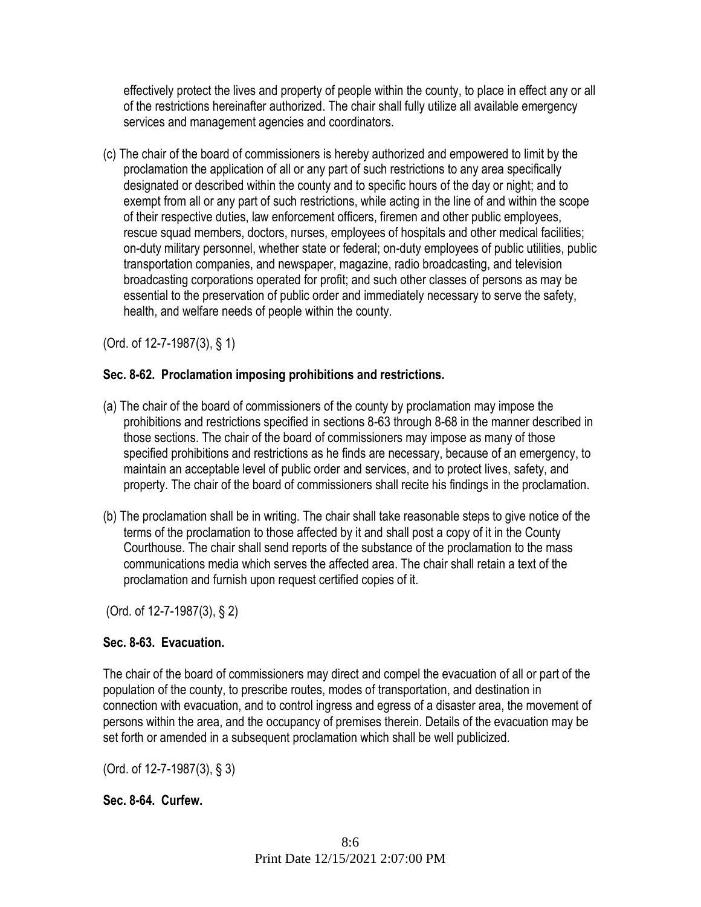effectively protect the lives and property of people within the county, to place in effect any or all of the restrictions hereinafter authorized. The chair shall fully utilize all available emergency services and management agencies and coordinators.

(c) The chair of the board of commissioners is hereby authorized and empowered to limit by the proclamation the application of all or any part of such restrictions to any area specifically designated or described within the county and to specific hours of the day or night; and to exempt from all or any part of such restrictions, while acting in the line of and within the scope of their respective duties, law enforcement officers, firemen and other public employees, rescue squad members, doctors, nurses, employees of hospitals and other medical facilities; on-duty military personnel, whether state or federal; on-duty employees of public utilities, public transportation companies, and newspaper, magazine, radio broadcasting, and television broadcasting corporations operated for profit; and such other classes of persons as may be essential to the preservation of public order and immediately necessary to serve the safety, health, and welfare needs of people within the county.

(Ord. of 12-7-1987(3), § 1)

**Sec. 8-62. Proclamation imposing prohibitions and restrictions.**

(a) The chair of the board of commissioners of the county by proclamation may impose the prohibitions and restrictions specified in sections 8-63 through 8-68 in the manner described in those sections. The chair of the board of commissioners may impose as many of those specified prohibitions and restrictions as he finds are necessary, because of an emergency, to maintain an acceptable level of public order and services, and to protect lives, safety, and property. The chair of the board of commissioners shall recite his findings in the proclamation.

(b) The proclamation shall be in writing. The chair shall take reasonable steps to give notice of the terms of the proclamation to those affected by it and shall post a copy of it in the County Courthouse. The chair shall send reports of the substance of the proclamation to the mass communications media which serves the affected area. The chair shall retain a text of the proclamation and furnish upon request certified copies of it.

(Ord. of 12-7-1987(3), § 2)

**Sec. 8-63. Evacuation.**

The chair of the board of commissioners may direct and compel the evacuation of all or part of the population of the county, to prescribe routes, modes of transportation, and destination in connection with evacuation, and to control ingress and egress of a disaster area, the movement of persons within the area, and the occupancy of premises therein. Details of the evacuation may be set forth or amended in a subsequent proclamation which shall be well publicized.

(Ord. of 12-7-1987(3), § 3)

**Sec. 8-64. Curfew.**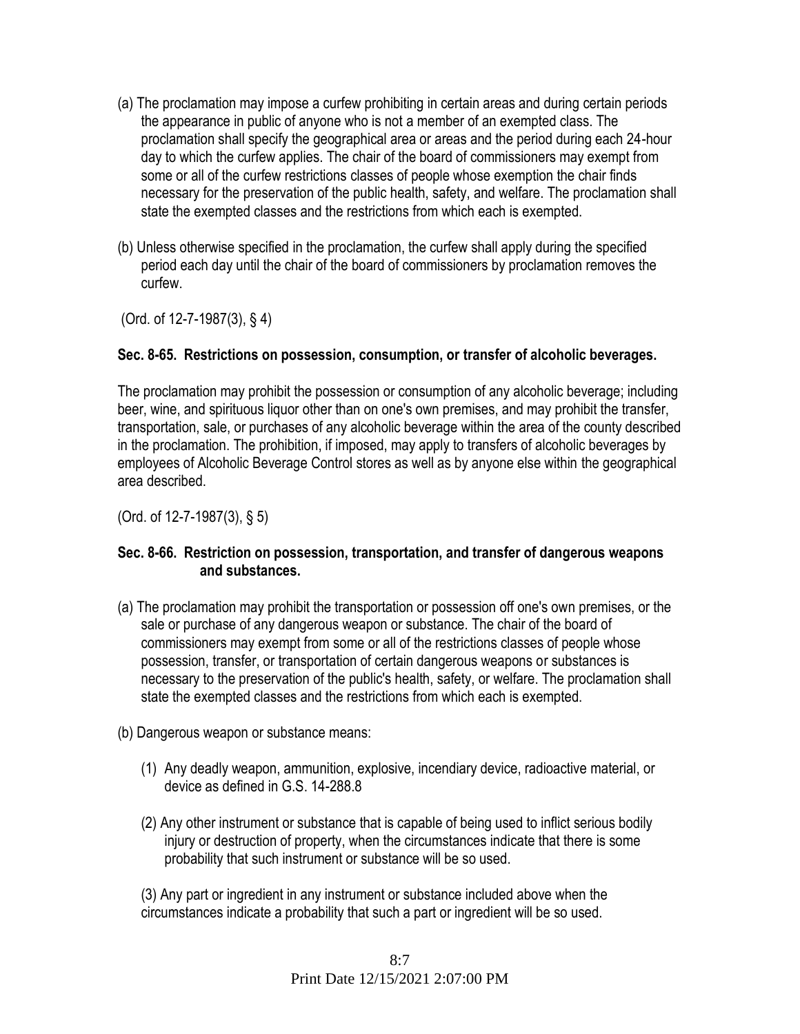(a) The proclamation may impose a curfew prohibiting in certain areas and during certain periods the appearance in public of anyone who is not a member of an exempted class. The proclamation shall specify the geographical area or areas and the period during each 24-hour day to which the curfew applies. The chair of the board of commissioners may exempt from some or all of the curfew restrictions classes of people whose exemption the chair finds necessary for the preservation of the public health, safety, and welfare. The proclamation shall state the exempted classes and the restrictions from which each is exempted.

(b) Unless otherwise specified in the proclamation, the curfew shall apply during the specified period each day until the chair of the board of commissioners by proclamation removes the curfew.

(Ord. of 12-7-1987(3), § 4)

**Sec. 8-65. Restrictions on possession, consumption, or transfer of alcoholic beverages.**

The proclamation may prohibit the possession or consumption of any alcoholic beverage; including beer, wine, and spirituous liquor other than on one's own premises, and may prohibit the transfer, transportation, sale, or purchases of any alcoholic beverage within the area of the county described in the proclamation. The prohibition, if imposed, may apply to transfers of alcoholic beverages by employees of Alcoholic Beverage Control stores as well as by anyone else within the geographical area described.

(Ord. of 12-7-1987(3), § 5)

**Sec. 8-66. Restriction on possession, transportation, and transfer of dangerous weapons and substances.**

(a) The proclamation may prohibit the transportation or possession off one's own premises, or the sale or purchase of any dangerous weapon or substance. The chair of the board of commissioners may exempt from some or all of the restrictions classes of people whose possession, transfer, or transportation of certain dangerous weapons or substances is necessary to the preservation of the public's health, safety, or welfare. The proclamation shall state the exempted classes and the restrictions from which each is exempted.

(b) Dangerous weapon or substance means:

(1) Any deadly weapon, ammunition, explosive, incendiary device, radioactive material, or device as defined in G.S. 14-288.8

(2) Any other instrument or substance that is capable of being used to inflict serious bodily injury or destruction of property, when the circumstances indicate that there is some probability that such instrument or substance will be so used.

(3) Any part or ingredient in any instrument or substance included above when the circumstances indicate a probability that such a part or ingredient will be so used.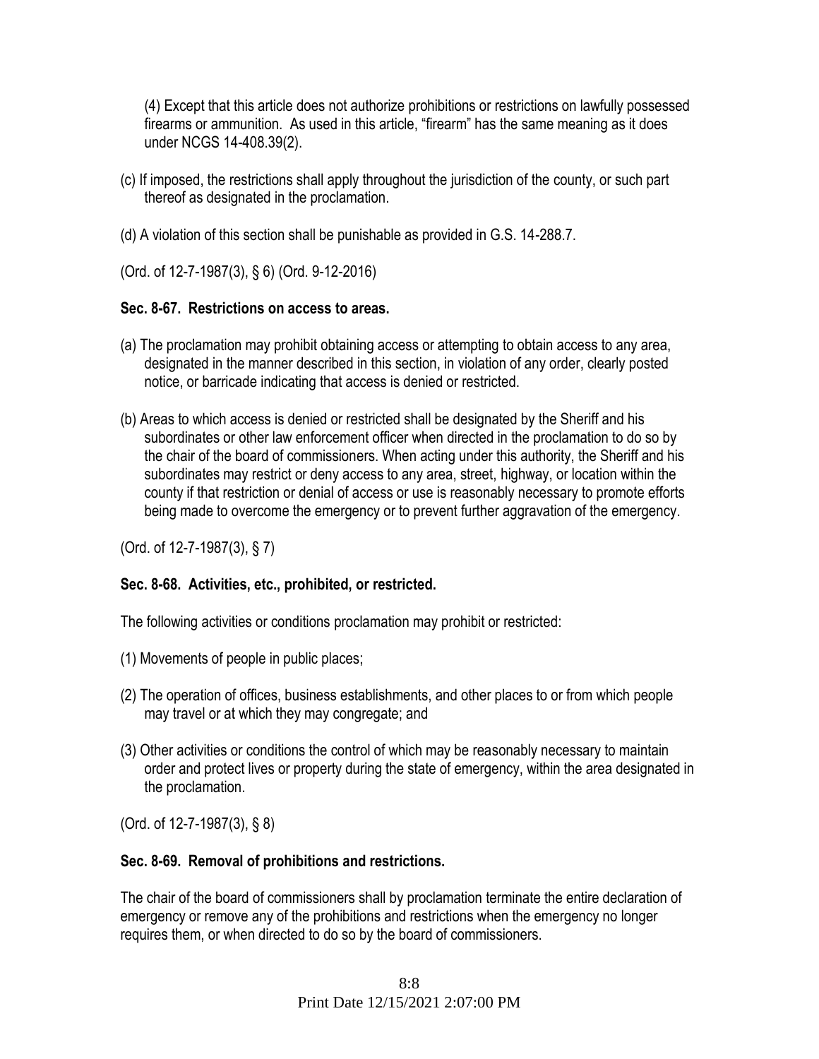(4) Except that this article does not authorize prohibitions or restrictions on lawfully possessed firearms or ammunition. As used in this article, "firearm" has the same meaning as it does under NCGS 14-408.39(2).

(c) If imposed, the restrictions shall apply throughout the jurisdiction of the county, or such part thereof as designated in the proclamation.

(d) A violation of this section shall be punishable as provided in G.S. 14-288.7.

(Ord. of 12-7-1987(3), § 6) (Ord. 9-12-2016)

**Sec. 8-67. Restrictions on access to areas.**

(a) The proclamation may prohibit obtaining access or attempting to obtain access to any area, designated in the manner described in this section, in violation of any order, clearly posted notice, or barricade indicating that access is denied or restricted.

(b) Areas to which access is denied or restricted shall be designated by the Sheriff and his subordinates or other law enforcement officer when directed in the proclamation to do so by the chair of the board of commissioners. When acting under this authority, the Sheriff and his subordinates may restrict or deny access to any area, street, highway, or location within the county if that restriction or denial of access or use is reasonably necessary to promote efforts being made to overcome the emergency or to prevent further aggravation of the emergency.

(Ord. of 12-7-1987(3), § 7)

**Sec. 8-68. Activities, etc., prohibited, or restricted.**

The following activities or conditions proclamation may prohibit or restricted:

(1) Movements of people in public places;

(2) The operation of offices, business establishments, and other places to or from which people may travel or at which they may congregate; and

(3) Other activities or conditions the control of which may be reasonably necessary to maintain order and protect lives or property during the state of emergency, within the area designated in the proclamation.

(Ord. of 12-7-1987(3), § 8)

**Sec. 8-69. Removal of prohibitions and restrictions.**

The chair of the board of commissioners shall by proclamation terminate the entire declaration of emergency or remove any of the prohibitions and restrictions when the emergency no longer requires them, or when directed to do so by the board of commissioners.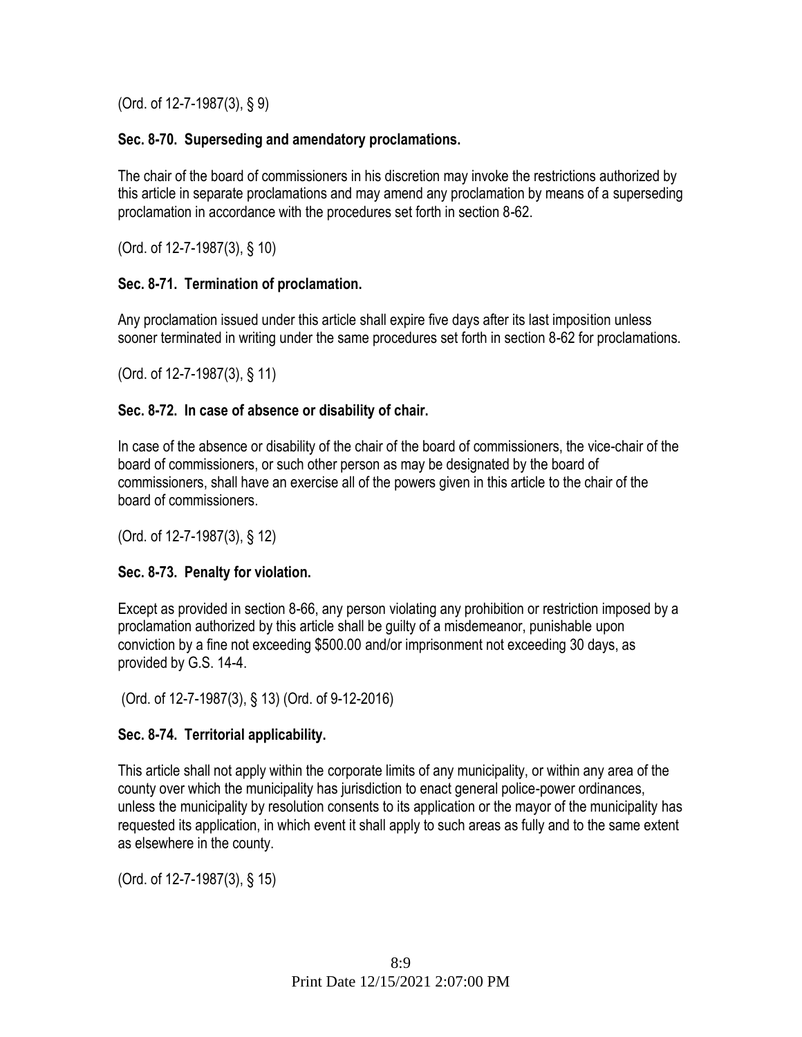(Ord. of 12-7-1987(3), § 9)

### Sec. 8-70. Superseding and amendatory proclamations.

The chair of the board of commissioners in his discretion may invoke the restrictions authorized by this article in separate proclamations and may amend any proclamation by means of a superseding proclamation in accordance with the procedures set forth in section 8-62.

(Ord. of 12-7-1987(3), § 10)

### Sec. 8-71. Termination of proclamation.

Any proclamation issued under this article shall expire five days after its last imposition unless sooner terminated in writing under the same procedures set forth in section 8-62 for proclamations.

(Ord. of 12-7-1987(3), § 11)

### Sec. 8-72. In case of absence or disability of chair.

In case of the absence or disability of the chair of the board of commissioners, the vice-chair of the board of commissioners, or such other person as may be designated by the board of commissioners, shall have an exercise all of the powers given in this article to the chair of the board of commissioners.

(Ord. of 12-7-1987(3), § 12)

### Sec. 8-73. Penalty for violation.

Except as provided in section 8-66, any person violating any prohibition or restriction imposed by a proclamation authorized by this article shall be guilty of a misdemeanor, punishable upon conviction by a fine not exceeding $500.00 and/or imprisonment not exceeding 30 days, as provided by G.S. 14-4.

(Ord. of 12-7-1987(3), § 13) (Ord. of 9-12-2016)

### Sec. 8-74. Territorial applicability.

This article shall not apply within the corporate limits of any municipality, or within any area of the county over which the municipality has jurisdiction to enact general police-power ordinances, unless the municipality by resolution consents to its application or the mayor of the municipality has requested its application, in which event it shall apply to such areas as fully and to the same extent as elsewhere in the county.

(Ord. of 12-7-1987(3), § 15)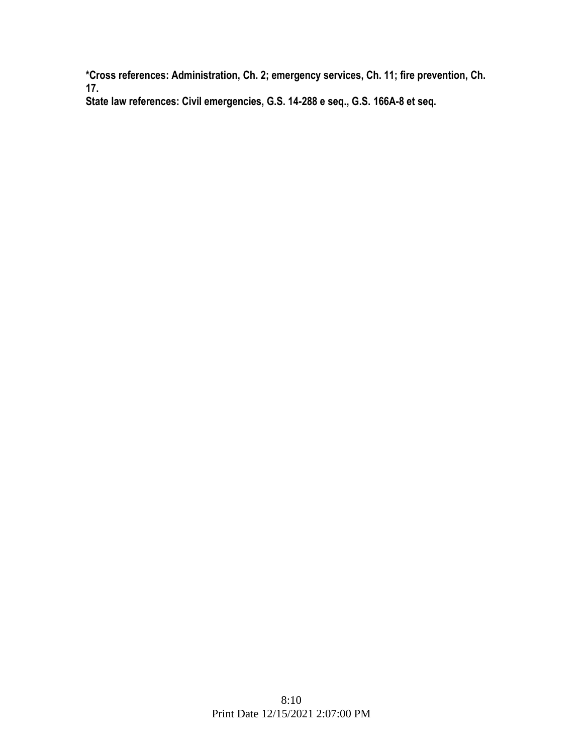**\*Cross references: Administration, Ch. 2; emergency services, Ch. 11; fire prevention, Ch. 17.**
**State law references: Civil emergencies, G.S. 14-288 e seq., G.S. 166A-8 et seq.**